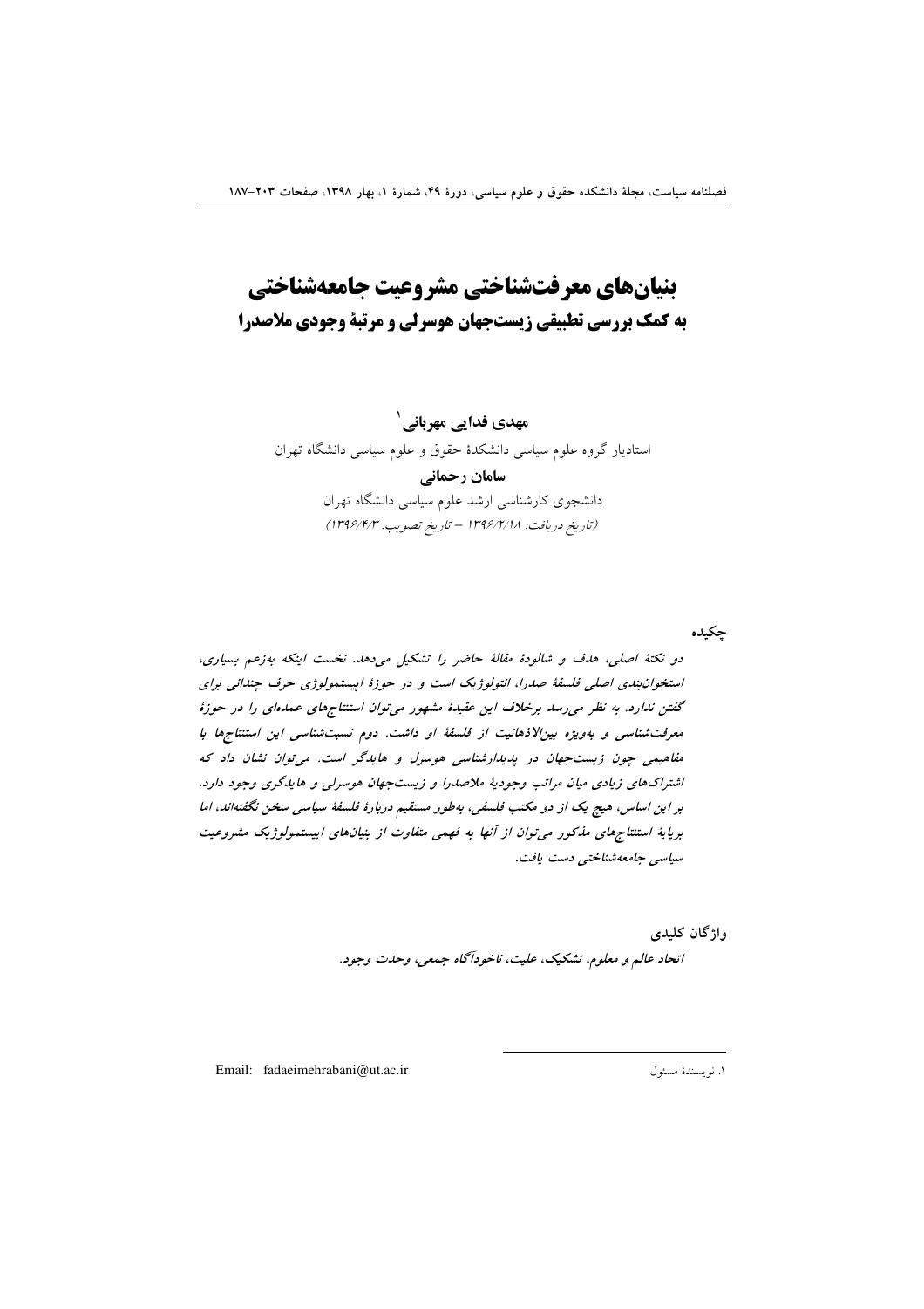# بنیان‌های معرفت‌شناختی مشروعیت جامعه‌شناختی

## به کمک بررسی تطبیقی زیست‌جهان هوسرلی و مرتبهٔ وجودی ملاصدرا

**مهدی فدایی مهربانی**[1]

استادیار گروه علوم سیاسی دانشکدهٔ حقوق و علوم سیاسی دانشگاه تهران

**سامان رحمانی**

دانشجوی کارشناسی ارشد علوم سیاسی دانشگاه تهران

*(تاریخ دریافت: ۱۳۹۶/۲/۱۸ – تاریخ تصویب: ۱۳۹۶/۴/۳)*

### چکیده

*دو نکتهٔ اصلی، هدف و شالودهٔ مقالهٔ حاضر را تشکیل می‌دهد. نخست اینکه به‌زعم بسیاری، استخوان‌بندی اصلی فلسفهٔ صدرا، انتولوژیک است و در حوزهٔ اپیستمولوژی حرف چندانی برای گفتن ندارد. به نظر می‌رسد برخلاف این عقیدهٔ مشهور می‌توان استنتاج‌های عمده‌ای را در حوزهٔ معرفت‌شناسی و به‌ویژه بین‌الاذهانیت از فلسفهٔ او داشت. دوم نسبت‌شناسی این استنتاج‌ها با مفاهیمی چون زیست‌جهان در پدیدارشناسی هوسرل و هایدگر است. می‌توان نشان داد که اشتراک‌های زیادی میان مراتب وجودیهٔ ملاصدرا و زیست‌جهان هوسرلی و هایدگری وجود دارد. بر این اساس، هیچ یک از دو مکتب فلسفی، به‌طور مستقیم دربارهٔ فلسفهٔ سیاسی سخن نگفته‌اند، اما برپایهٔ استنتاج‌های مذکور می‌توان از آنها به فهمی متفاوت از بنیان‌های اپیستمولوژیک مشروعیت سیاسی جامعه‌شناختی دست یافت.*

### واژگان کلیدی

*اتحاد عالم و معلوم، تشکیک، علیت، ناخودآگاه جمعی، وحدت وجود.*

---

[1]. نویسندهٔ مسئول — Email: fadaeimehrabani@ut.ac.ir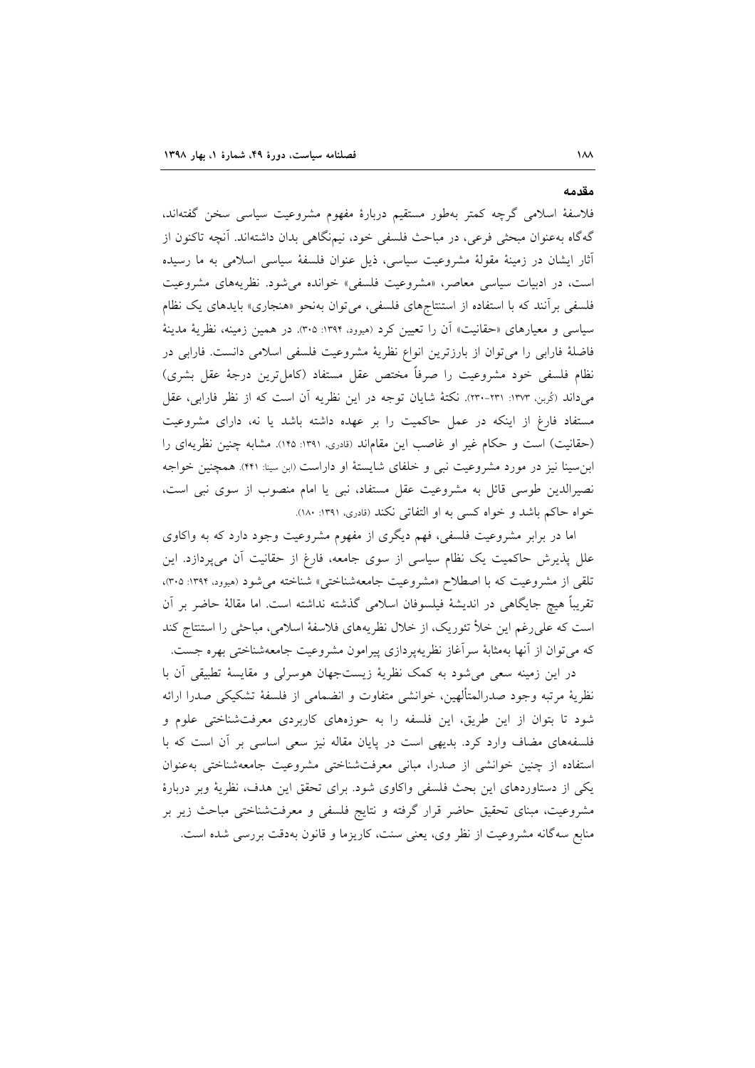## مقدمه

فلاسفهٔ اسلامی گرچه کمتر به‌طور مستقیم دربارهٔ مفهوم مشروعیت سیاسی سخن گفته‌اند، گه‌گاه به‌عنوان مبحثی فرعی، در مباحث فلسفی خود، نیم‌نگاهی بدان داشته‌اند. آنچه تاکنون از آثار ایشان در زمینهٔ مقولهٔ مشروعیت سیاسی، ذیل عنوان فلسفهٔ سیاسی اسلامی به ما رسیده است، در ادبیات سیاسی معاصر، «مشروعیت فلسفی» خوانده می‌شود. نظریه‌های مشروعیت فلسفی برآنند که با استفاده از استنتاج‌های فلسفی، می‌توان به‌نحو «هنجاری» بایدهای یک نظام سیاسی و معیارهای «حقانیت» آن را تعیین کرد (هیوود، ۱۳۹۴: ۳۰۵). در همین زمینه، نظریهٔ مدینهٔ فاضلهٔ فارابی را می‌توان از بارزترین انواع نظریهٔ مشروعیت فلسفی اسلامی دانست. فارابی در نظام فلسفی خود مشروعیت را صرفاً مختص عقل مستفاد (کامل‌ترین درجهٔ عقل بشری) می‌داند (کُربن، ۱۳۷۳: ۲۳۱-۲۳۰). نکتهٔ شایان توجه در این نظریه آن است که از نظر فارابی، عقل مستفاد فارغ از اینکه در عمل حاکمیت را بر عهده داشته باشد یا نه، دارای مشروعیت (حقانیت) است و حکام غیر او غاصب این مقام‌اند (قادری، ۱۳۹۱: ۱۴۵). مشابه چنین نظریه‌ای را ابن‌سینا نیز در مورد مشروعیت نبی و خلفای شایستهٔ او داراست (ابن سینا: ۴۴۱). همچنین خواجه نصیرالدین طوسی قائل به مشروعیت عقل مستفاد، نبی یا امام منصوب از سوی نبی است، خواه حاکم باشد و خواه کسی به او التفاتی نکند (قادری، ۱۳۹۱: ۱۸۰).

اما در برابر مشروعیت فلسفی، فهم دیگری از مفهوم مشروعیت وجود دارد که به واکاوی علل پذیرش حاکمیت یک نظام سیاسی از سوی جامعه، فارغ از حقانیت آن می‌پردازد. این تلقی از مشروعیت که با اصطلاح «مشروعیت جامعه‌شناختی» شناخته می‌شود (هیوود، ۱۳۹۴: ۳۰۵)، تقریباً هیچ جایگاهی در اندیشهٔ فیلسوفان اسلامی گذشته نداشته است. اما مقالهٔ حاضر بر آن است که علی‌رغم این خلأ تئوریک، از خلال نظریه‌های فلاسفهٔ اسلامی، مباحثی را استنتاج کند که می‌توان از آنها به‌مثابهٔ سرآغاز نظریه‌پردازی پیرامون مشروعیت جامعه‌شناختی بهره جست.

در این زمینه سعی می‌شود به کمک نظریهٔ زیست‌جهان هوسرلی و مقایسهٔ تطبیقی آن با نظریهٔ مرتبه وجود صدرالمتألهین، خوانشی متفاوت و انضمامی از فلسفهٔ تشکیکی صدرا ارائه شود تا بتوان از این طریق، این فلسفه را به حوزه‌های کاربردی معرفت‌شناختی علوم و فلسفه‌های مضاف وارد کرد. بدیهی است در پایان مقاله نیز سعی اساسی بر آن است که با استفاده از چنین خوانشی از صدرا، مبانی معرفت‌شناختی مشروعیت جامعه‌شناختی به‌عنوان یکی از دستاوردهای این بحث فلسفی واکاوی شود. برای تحقق این هدف، نظریهٔ وبر دربارهٔ مشروعیت، مبنای تحقیق حاضر قرار گرفته و نتایج فلسفی و معرفت‌شناختی مباحث زیر بر منابع سه‌گانه مشروعیت از نظر وی، یعنی سنت، کاریزما و قانون به‌دقت بررسی شده است.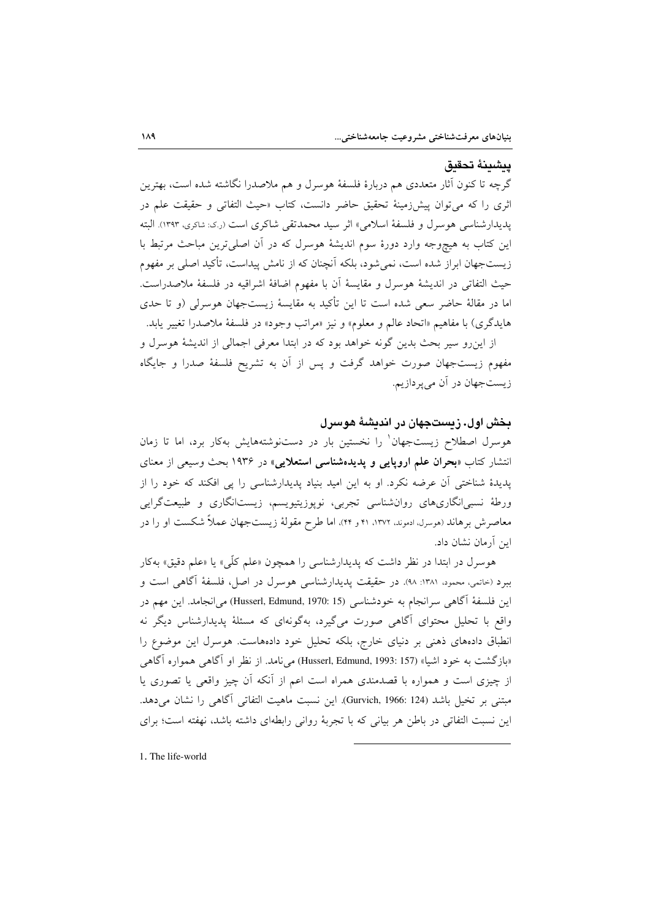### پیشینهٔ تحقیق

گرچه تا کنون آثار متعددی هم دربارهٔ فلسفهٔ هوسرل و هم ملاصدرا نگاشته شده است، بهترین اثری را که می‌توان پیش‌زمینهٔ تحقیق حاضر دانست، کتاب «حیث التفاتی و حقیقت علم در پدیدارشناسی هوسرل و فلسفهٔ اسلامی» اثر سید محمدتقی شاکری است (ر.ک: شاکری، ۱۳۹۳). البته این کتاب به هیچ‌وجه وارد دورهٔ سوم اندیشهٔ هوسرل که در آن اصلی‌ترین مباحث مرتبط با زیست‌جهان ابراز شده است، نمی‌شود، بلکه آنچنان که از نامش پیداست، تأکید اصلی بر مفهوم حیث التفاتی در اندیشهٔ هوسرل و مقایسهٔ آن با مفهوم اضافهٔ اشراقیه در فلسفهٔ ملاصدراست. اما در مقالهٔ حاضر سعی شده است تا این تأکید به مقایسهٔ زیست‌جهان هوسرلی (و تا حدی هایدگری) با مفاهیم «اتحاد عالم و معلوم» و نیز «مراتب وجود» در فلسفهٔ ملاصدرا تغییر یابد.

از این‌رو سیر بحث بدین گونه خواهد بود که در ابتدا معرفی اجمالی از اندیشهٔ هوسرل و مفهوم زیست‌جهان صورت خواهد گرفت و پس از آن به تشریح فلسفهٔ صدرا و جایگاه زیست‌جهان در آن می‌پردازیم.

## بخش اول. زیست‌جهان در اندیشهٔ هوسرل

هوسرل اصطلاح زیست‌جهان[1] را نخستین بار در دست‌نوشته‌هایش به‌کار برد، اما تا زمان انتشار کتاب «**بحران علم اروپایی و پدیده‌شناسی استعلایی**» در ۱۹۳۶ بحث وسیعی از معنای پدیدهٔ شناختی آن عرضه نکرد. او به این امید بنیاد پدیدارشناسی را پی افکند که خود را از ورطهٔ نسبی‌انگاری‌های روان‌شناسی تجربی، نوپوزیتیویسم، زیست‌انگاری و طبیعت‌گرایی معاصرش برهاند (هوسرل، ادموند، ۱۳۷۲، ۴۱ و ۴۴)، اما طرح مقولهٔ زیست‌جهان عملاً شکست او را در این آرمان نشان داد.

هوسرل در ابتدا در نظر داشت که پدیدارشناسی را همچون «علم کلّی» یا «علم دقیق» به‌کار ببرد (خاتمی، محمود، ۱۳۸۱: ۹۸). در حقیقت پدیدارشناسی هوسرل در اصل، فلسفهٔ آگاهی است و این فلسفهٔ آگاهی سرانجام به خودشناسی (Husserl, Edmund, 1970: 15) می‌انجامد. این مهم در واقع با تحلیل محتوای آگاهی صورت می‌گیرد، به‌گونه‌ای که مسئلهٔ پدیدارشناس دیگر نه انطباق داده‌های ذهنی بر دنیای خارج، بلکه تحلیل خود داده‌هاست. هوسرل این موضوع را «بازگشت به خود اشیا» (Husserl, Edmund, 1993: 157) می‌نامد. از نظر او آگاهی همواره آگاهی از چیزی است و همواره با قصدمندی همراه است اعم از آنکه آن چیز واقعی یا تصوری یا مبتنی بر تخیل باشد (Gurvich, 1966: 124). این نسبت ماهیت التفاتی آگاهی را نشان می‌دهد. این نسبت التفاتی در باطن هر بیانی که با تجربهٔ روانی رابطه‌ای داشته باشد، نهفته است؛ برای

---

1. The life-world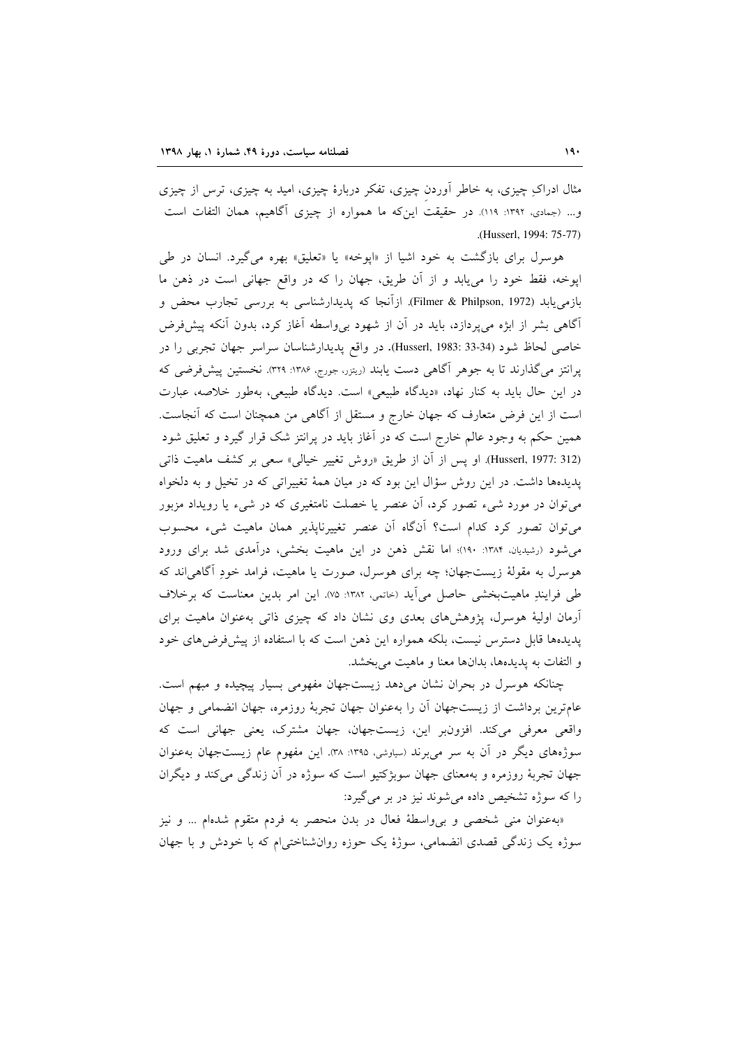مثال ادراکِ چیزی، به خاطر آوردنِ چیزی، تفکر دربارهٔ چیزی، امید به چیزی، ترس از چیزی و... (جمادی، ۱۳۹۲: ۱۱۹). در حقیقتِ این‌که ما همواره از چیزی آگاهیم، همان التفات است (Husserl, 1994: 75-77).

هوسرل برای بازگشت به خود اشیا از «اپوخه» یا «تعلیق» بهره می‌گیرد. انسان در طی اپوخه، فقط خود را می‌یابد و از آن طریق، جهان را که در واقع جهانی است در ذهن ما بازمی‌یابد (Filmer & Philpson, 1972). ازآنجا که پدیدارشناسی به بررسی تجارب محض و آگاهی بشر از ابژه می‌پردازد، باید در آن از شهود بی‌واسطه آغاز کرد، بدون آنکه پیش‌فرض خاصی لحاظ شود (Husserl, 1983: 33-34). در واقع پدیدارشناسان سراسر جهان تجربی را در پرانتز می‌گذارند تا به جوهر آگاهی دست یابند (ریتزر، جورج، ۱۳۸۶: ۳۲۹). نخستین پیش‌فرضی که در این حال باید به کنار نهاد، «دیدگاه طبیعی» است. دیدگاه طبیعی، به‌طور خلاصه، عبارت است از این فرض متعارف که جهان خارج و مستقل از آگاهی من همچنان است که آنجاست. همین حکم به وجود عالم خارج است که در آغاز باید در پرانتز شک قرار گیرد و تعلیق شود (Husserl, 1977: 312). او پس از آن از طریق «روش تغییر خیالی» سعی بر کشف ماهیت ذاتی پدیده‌ها داشت. در این روش سؤال این بود که در میان همهٔ تغییراتی که در تخیل و به دلخواه می‌توان در مورد شیء تصور کرد، آن عنصر یا خصلت نامتغیری که در شیء یا رویداد مزبور می‌توان تصور کرد کدام است؟ آنگاه آن عنصر تغییرناپذیر همان ماهیت شیء محسوب می‌شود (رشیدیان، ۱۳۸۴: ۱۹۰)؛ اما نقش ذهن در این ماهیت بخشی، درآمدی شد برای ورود هوسرل به مقولهٔ زیست‌جهان؛ چه برای هوسرل، صورت یا ماهیت، فرامد خودِ آگاهی‌اند که طی فرایندِ ماهیت‌بخشی حاصل می‌آید (خاتمی، ۱۳۸۲: ۷۵). این امر بدین معناست که برخلاف آرمان اولیهٔ هوسرل، پژوهش‌های بعدی وی نشان داد که چیزی ذاتی به‌عنوان ماهیت برای پدیده‌ها قابل دسترس نیست، بلکه همواره این ذهن است که با استفاده از پیش‌فرض‌های خود و التفات به پدیده‌ها، بدان‌ها معنا و ماهیت می‌بخشد.

چنانکه هوسرل در بحران نشان می‌دهد زیست‌جهان مفهومی بسیار پیچیده و مبهم است. عام‌ترین برداشت از زیست‌جهان آن را به‌عنوان جهان تجربهٔ روزمره، جهان انضمامی و جهان واقعی معرفی می‌کند. افزون‌بر این، زیست‌جهان، جهان مشترک، یعنی جهانی است که سوژه‌های دیگر در آن به سر می‌برند (سیاوشی، ۱۳۹۵: ۳۸). این مفهوم عام زیست‌جهان به‌عنوان جهان تجربهٔ روزمره و به‌معنای جهان سوبژکتیو است که سوژه در آن زندگی می‌کند و دیگران را که سوژه تشخیص داده می‌شوند نیز در بر می‌گیرد:

«به‌عنوان منی شخصی و بی‌واسطهٔ فعال در بدن منحصر به فردم متقوم شده‌ام ... و نیز سوژه یک زندگی قصدی انضمامی، سوژهٔ یک حوزه روان‌شناختی‌ام که با خودش و با جهان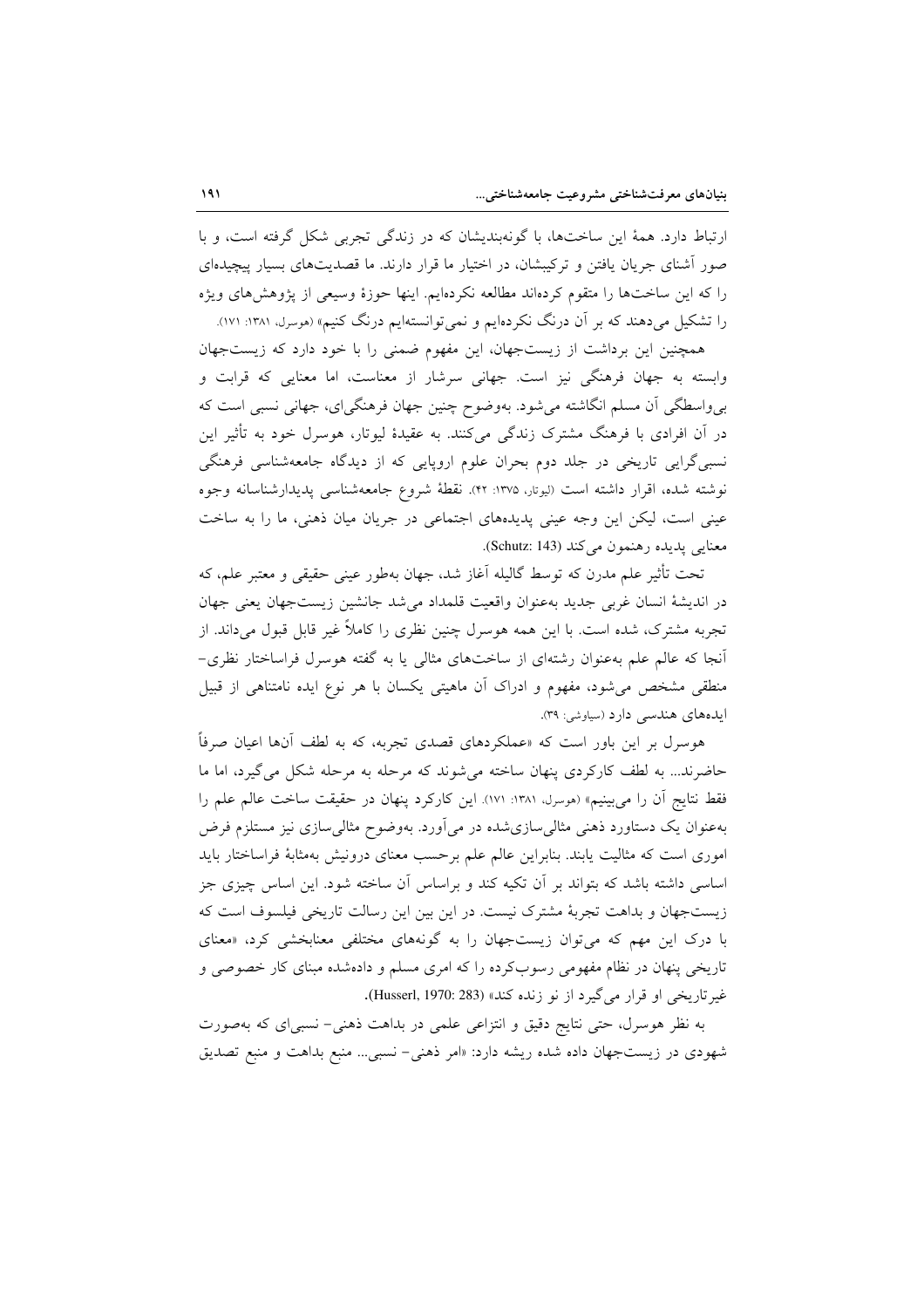ارتباط دارد. همهٔ این ساخت‌ها، با گونه‌بندیشان که در زندگی تجربی شکل گرفته است، و با صور آشنای جریان یافتن و ترکیبشان، در اختیار ما قرار دارند. ما قصدیت‌های بسیار پیچیده‌ای را که این ساخت‌ها را متقوم کرده‌اند مطالعه نکرده‌ایم. اینها حوزهٔ وسیعی از پژوهش‌های ویژه را تشکیل می‌دهند که بر آن درنگ نکرده‌ایم و نمی‌توانسته‌ایم درنگ کنیم» (هوسرل، ۱۳۸۱: ۱۷۱).

همچنین این برداشت از زیست‌جهان، این مفهوم ضمنی را با خود دارد که زیست‌جهان وابسته به جهان فرهنگی نیز است. جهانی سرشار از معناست، اما معنایی که قرابت و بی‌واسطگی آن مسلم انگاشته می‌شود. به‌وضوح چنین جهان فرهنگی‌ای، جهانی نسبی است که در آن افرادی با فرهنگ مشترک زندگی می‌کنند. به عقیدهٔ لیوتار، هوسرل خود به تأثیر این نسبی‌گرایی تاریخی در جلد دوم بحران علوم اروپایی که از دیدگاه جامعه‌شناسی فرهنگی نوشته شده، اقرار داشته است (لیوتار، ۱۳۷۵: ۴۲). نقطهٔ شروع جامعه‌شناسی پدیدارشناسانه وجوه عینی است، لیکن این وجه عینی پدیده‌های اجتماعی در جریان میان ذهنی، ما را به ساخت معنایی پدیده رهنمون می‌کند (Schutz: 143).

تحت تأثیر علم مدرن که توسط گالیله آغاز شد، جهان به‌طور عینی حقیقی و معتبر علم، که در اندیشهٔ انسان غربی جدید به‌عنوان واقعیت قلمداد می‌شد جانشین زیست‌جهان یعنی جهان تجربه مشترک، شده است. با این همه هوسرل چنین نظری را کاملاً غیر قابل قبول می‌داند. از آنجا که عالم علم به‌عنوان رشته‌ای از ساخت‌های مثالی یا به گفته هوسرل فراساختار نظری- منطقی مشخص می‌شود، مفهوم و ادراک آن ماهیتی یکسان با هر نوع ایده نامتناهی از قبیل ایده‌های هندسی دارد (سیاوشی: ۳۹).

هوسرل بر این باور است که «عملکردهای قصدی تجربه، که به لطف آنها اعیان صرفاً حاضرند... به لطف کارکردی پنهان ساخته می‌شوند که مرحله به مرحله شکل می‌گیرد، اما ما فقط نتایج آن را می‌بینیم» (هوسرل، ۱۳۸۱: ۱۷۱). این کارکرد پنهان در حقیقت ساخت عالم علم را به‌عنوان یک دستاورد ذهنی مثالی‌سازی‌شده در می‌آورد. به‌وضوح مثالی‌سازی نیز مستلزم فرض اموری است که مثالیت یابند. بنابراین عالم علم برحسب معنای درونیش به‌مثابهٔ فراساختار باید اساسی داشته باشد که بتواند بر آن تکیه کند و براساس آن ساخته شود. این اساس چیزی جز زیست‌جهان و بداهت تجربهٔ مشترک نیست. در این بین این رسالت تاریخی فیلسوف است که با درک این مهم که می‌توان زیست‌جهان را به گونه‌های مختلفی معنابخشی کرد، «معنای تاریخی پنهان در نظام مفهومی رسوب‌کرده را که امری مسلم و داده‌شده مبنای کار خصوصی و غیرتاریخی او قرار می‌گیرد از نو زنده کند» (Husserl, 1970: 283).

به نظر هوسرل، حتی نتایج دقیق و انتزاعی علمی در بداهت ذهنی- نسبی‌ای که به‌صورت شهودی در زیست‌جهان داده شده ریشه دارد: «امر ذهنی- نسبی... منبع بداهت و منبع تصدیق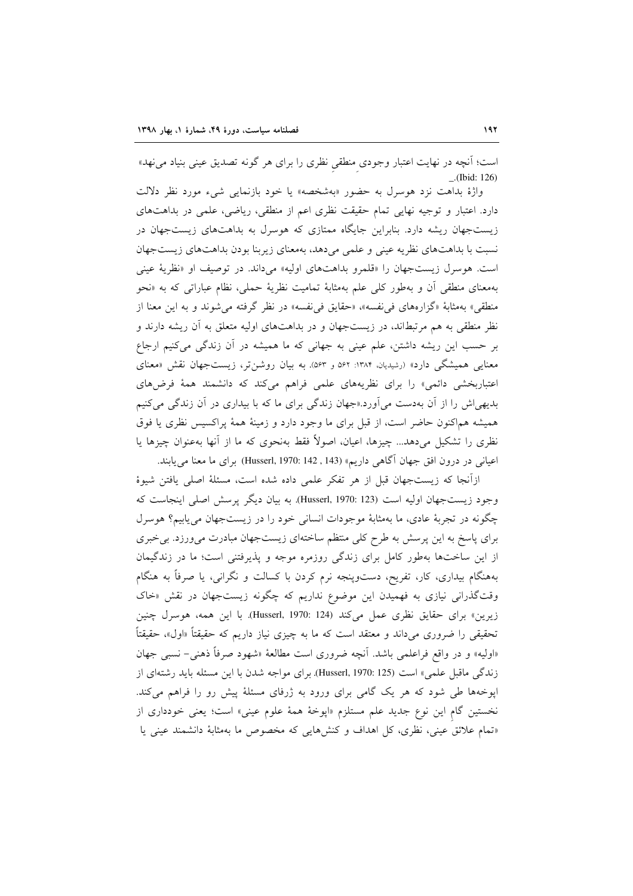است؛ آنچه در نهایت اعتبار وجودیِ منطقیِ نظری را برای هر گونه تصدیق عینی بنیاد می‌نهد» (Ibid: 126)_.

واژهٔ بداهت نزد هوسرل به حضور «به‌شخصه» یا خود بازنمایی شیء مورد نظر دلالت دارد. اعتبار و توجیه نهایی تمام حقیقت نظری اعم از منطقی، ریاضی، علمی در بداهت‌های زیست‌جهان ریشه دارد. بنابراین جایگاه ممتازی که هوسرل به بداهت‌های زیست‌جهان در نسبت با بداهت‌های نظریه عینی و علمی می‌دهد، به‌معنای زیربنا بودن بداهت‌های زیست‌جهان است. هوسرل زیست‌جهان را «قلمرو بداهت‌های اولیه» می‌داند. در توصیف او «نظریهٔ عینی به‌معنای منطقی آن و به‌طور کلی علم به‌مثابهٔ تمامیت نظریهٔ حملی، نظام عباراتی که به «نحو منطقی» به‌مثابهٔ «گزاره‌های فی‌نفسه»، «حقایق فی‌نفسه» در نظر گرفته می‌شوند و به این معنا از نظر منطقی به هم مرتبط‌اند، در زیست‌جهان و در بداهت‌های اولیه متعلق به آن ریشه دارند و بر حسب این ریشه داشتن، علم عینی به جهانی که ما همیشه در آن زندگی می‌کنیم ارجاع معنایی همیشگی دارد» (رشیدیان، ۱۳۸۴: ۵۶۲ و ۵۶۳). به بیان روشن‌تر، زیست‌جهان نقش «معنای اعتباربخشی دائمی» را برای نظریه‌های علمی فراهم می‌کند که دانشمند همهٔ فرض‌های بدیهی‌اش را از آن به‌دست می‌آورد.«جهان زندگی برای ما که با بیداری در آن زندگی می‌کنیم همیشه هم‌اکنون حاضر است، از قبل برای ما وجود دارد و زمینهٔ همهٔ پراکسیس نظری یا فوق نظری را تشکیل می‌دهد... چیزها، اعیان، اصولاً فقط به‌نحوی که ما از آنها به‌عنوان چیزها یا اعیانی در درون افق جهان آگاهی داریم» (Husserl, 1970: 142 , 143) برای ما معنا می‌یابند.

ازآنجا که زیست‌جهان قبل از هر تفکر علمی داده شده است، مسئلهٔ اصلی یافتن شیوهٔ وجود زیست‌جهان اولیه است (Husserl, 1970: 123). به بیان دیگر پرسش اصلی اینجاست که چگونه در تجربهٔ عادی، ما به‌مثابهٔ موجودات انسانی خود را در زیست‌جهان می‌یابیم؟ هوسرل برای پاسخ به این پرسش به طرح کلی منتظم ساختهای زیست‌جهان مبادرت می‌ورزد. بی‌خبری از این ساخت‌ها به‌طور کامل برای زندگی روزمره موجه و پذیرفتنی است؛ ما در زندگیمان به‌هنگام بیداری، کار، تفریح، دست‌وپنجه نرم کردن با کسالت و نگرانی، یا صرفاً به هنگام وقت‌گذرانی نیازی به فهمیدن این موضوع نداریم که چگونه زیست‌جهان در نقش «خاک زیرین» برای حقایق نظری عمل می‌کند (Husserl, 1970: 124). با این همه، هوسرل چنین تحقیقی را ضروری می‌داند و معتقد است که ما به چیزی نیاز داریم که حقیقتاً «اول»، حقیقتاً «اولیه» و در واقع فراعلمی باشد. آنچه ضروری است مطالعهٔ «شهود صرفاً ذهنی- نسبی جهان زندگی ماقبل علمی» است (Husserl, 1970: 125). برای مواجه شدن با این مسئله باید رشته‌ای از اپوخه‌ها طی شود که هر یک گامی برای ورود به ژرفای مسئلهٔ پیش رو را فراهم می‌کند. نخستین گامِ این نوع جدید علم مستلزم «اپوخهٔ همهٔ علوم عینی» است؛ یعنی خودداری از «تمام علائق عینی، نظری، کل اهداف و کنش‌هایی که مخصوص ما به‌مثابهٔ دانشمند عینی یا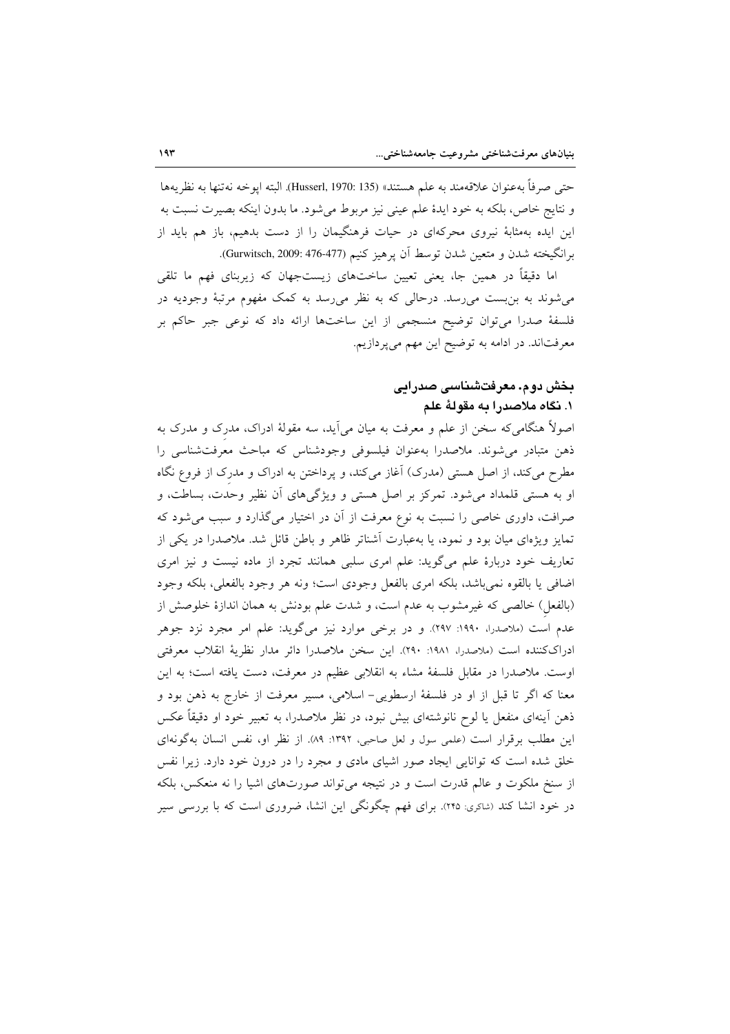حتی صرفاً به‌عنوان علاقه‌مند به علم هستند» (Husserl, 1970: 135). البته اپوخه نه‌تنها به نظریه‌ها و نتایج خاص، بلکه به خود ایدهٔ علم عینی نیز مربوط می‌شود. ما بدون اینکه بصیرت نسبت به این ایده به‌مثابهٔ نیروی محرکه‌ای در حیات فرهنگیمان را از دست بدهیم، باز هم باید از برانگیخته شدن و متعین شدن توسط آن پرهیز کنیم (Gurwitsch, 2009: 476-477).

اما دقیقاً در همین جا، یعنی تعیین ساخت‌های زیست‌جهان که زیربنای فهم ما تلقی می‌شوند به بن‌بست می‌رسد. درحالی که به نظر می‌رسد به کمک مفهوم مرتبهٔ وجودیه در فلسفهٔ صدرا می‌توان توضیح منسجمی از این ساخت‌ها ارائه داد که نوعی جبر حاکم بر معرفت‌اند. در ادامه به توضیح این مهم می‌پردازیم.

## بخش دوم. معرفت‌شناسی صدرایی

### ۱. نگاه ملاصدرا به مقولهٔ علم

اصولاً هنگامی‌که سخن از علم و معرفت به میان می‌آید، سه مقولهٔ ادراک، مدرِک و مدرَک به ذهن متبادر می‌شوند. ملاصدرا به‌عنوان فیلسوفی وجودشناس که مباحث معرفت‌شناسی را مطرح می‌کند، از اصل هستی (مدرَک) آغاز می‌کند، و پرداختن به ادراک و مدرِک از فروع نگاه او به هستی قلمداد می‌شود. تمرکز بر اصل هستی و ویژگی‌های آن نظیر وحدت، بساطت، و صرافت، داوری خاصی را نسبت به نوع معرفت از آن در اختیار می‌گذارد و سبب می‌شود که تمایز ویژه‌ای میان بود و نمود، یا به‌عبارت آشناتر ظاهر و باطن قائل شد. ملاصدرا در یکی از تعاریف خود دربارهٔ علم می‌گوید: علم امری سلبی همانند تجرد از ماده نیست و نیز امری اضافی یا بالقوه نمی‌باشد، بلکه امری بالفعل وجودی است؛ ونه هر وجود بالفعلی، بلکه وجود (بالفعلِ) خالصی که غیرمشوب به عدم است، و شدت علم بودنش به همان اندازهٔ خلوصش از عدم است (ملاصدرا، ۱۹۹۰: ۲۹۷). و در برخی موارد نیز می‌گوید: علم امر مجرد نزد جوهر ادراک‌کننده است (ملاصدرا، ۱۹۸۱: ۲۹۰). این سخن ملاصدرا دائر مدار نظریهٔ انقلاب معرفتی اوست. ملاصدرا در مقابل فلسفهٔ مشاء به انقلابی عظیم در معرفت، دست یافته است؛ به این معنا که اگر تا قبل از او در فلسفهٔ ارسطویی- اسلامی، مسیر معرفت از خارج به ذهن بود و ذهن آینه‌ای منفعل یا لوح نانوشته‌ای بیش نبود، در نظر ملاصدرا، به تعبیر خود او دقیقاً عکس این مطلب برقرار است (علمی سول و لعل صاحبی، ۱۳۹۲: ۸۹). از نظر او، نفس انسان به‌گونه‌ای خلق شده است که توانایی ایجاد صور اشیای مادی و مجرد را در درون خود دارد. زیرا نفس از سنخ ملکوت و عالم قدرت است و در نتیجه می‌تواند صورت‌های اشیا را نه منعکس، بلکه در خود انشا کند (شاکری: ۲۴۵). برای فهم چگونگی این انشا، ضروری است که با بررسی سیر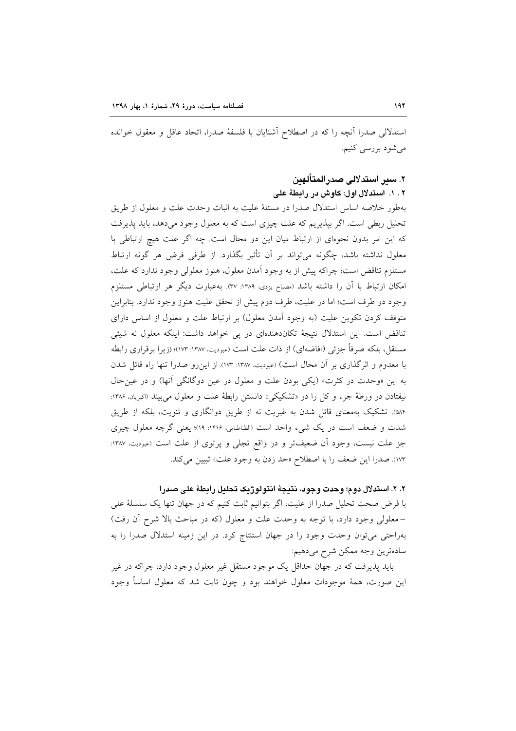استدلالی صدرا آنچه را که در اصطلاح آشنایان با فلسفهٔ صدرا، اتحاد عاقل و معقول خوانده می‌شود بررسی کنیم.

## ۲. سیر استدلالی صدرالمتألهین

### ۲ . ۱. استدلال اول: کاوش در رابطهٔ علی

به‌طور خلاصه اساس استدلال صدرا در مسئلهٔ علیت به اثبات وحدت علت و معلول از طریق تحلیل ربطی است. اگر بپذیریم که علت چیزی است که به معلول وجود می‌دهد، باید پذیرفت که این امر بدون نحوه‌ای از ارتباط میان این دو محال است. چه اگر علت هیچ ارتباطی با معلول نداشته باشد، چگونه می‌تواند بر آن تأثیر بگذارد. از طرفی فرض هر گونه ارتباط مستلزم تناقض است؛ چراکه پیش از به وجود آمدن معلول، هنوز معلولی وجود ندارد که علت، امکان ارتباط با آن را داشته باشد (مصباح یزدی، ۱۳۸۹: ۳۷). به‌عبارت دیگر هر ارتباطی مستلزم وجود دو طرف است؛ اما در علیت، طرف دوم پیش از تحقق علیت هنوز وجود ندارد. بنابراین متوقف کردن تکوین علیت (به وجود آمدن معلول) بر ارتباط علت و معلول از اساس دارای تناقض است. این استدلال نتیجهٔ تکان‌دهنده‌ای در پی خواهد داشت: اینکه معلول نه شیئی مستقل، بلکه صرفاً جزئی (افاضه‌ای) از ذات علت است (عبودیت، ۱۳۸۷: ۱۷۳)؛ (زیرا برقراری رابطه با معدوم و اثرگذاری بر آن محال است) (عبودیت، ۱۳۸۷: ۱۷۳). از این‌رو صدرا تنها راه قائل شدن به این «وحدت در کثرت» (یکی بودن علت و معلول در عین دوگانگی آنها) و در عین‌حال نیفتادن در ورطهٔ جزء و کل را در «تشکیکی» دانستن رابطهٔ علت و معلول می‌بیند (اکبریان، ۱۳۸۶: ۵۸۴). تشکیک به‌معنای قائل شدن به غیریت نه از طریق دوانگاری و ثنویت، بلکه از طریق شدت و ضعف است در یک شیء واحد است (الطباطبایی، ۱۴۱۶: ۱۹)؛ یعنی گرچه معلول چیزی جز علت نیست، وجود آن ضعیف‌تر و در واقع تجلی و پرتوی از علت است (عبودیت، ۱۳۸۷: ۱۷۳). صدرا این ضعف را با اصطلاح «حد زدن به وجود علت» تبیین می‌کند.

### ۲ . ۲. استدلال دوم؛ وحدت وجود، نتیجهٔ انتولوژیک تحلیل رابطهٔ علی صدرا

با فرض صحت تحلیل صدرا از علیت، اگر بتوانیم ثابت کنیم که در جهان تنها یک سلسلهٔ علی – معلولی وجود دارد، با توجه به وحدت علت و معلول (که در مباحث بالا شرح آن رفت) به‌راحتی می‌توان وحدت وجود را در جهان استنتاج کرد. در این زمینه استدلال صدرا را به ساده‌ترین وجه ممکن شرح می‌دهیم:

باید پذیرفت که در جهان حداقل یک موجود مستقل غیر معلول وجود دارد، چراکه در غیر این صورت، همهٔ موجودات معلول خواهند بود و چون ثابت شد که معلول اساساً وجود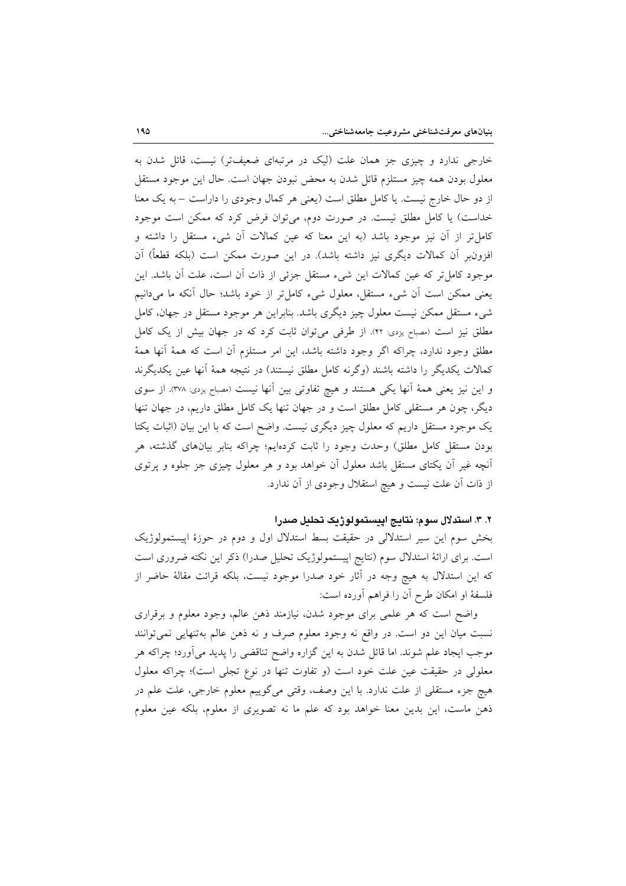خارجی ندارد و چیزی جز همان علت (لیک در مرتبه‌ای ضعیف‌تر) نیست، قائل شدن به معلول بودن همه چیز مستلزم قائل شدن به محض نبودن جهان است. حال این موجود مستقل از دو حال خارج نیست. یا کامل مطلق است (یعنی هر کمال وجودی را داراست – به یک معنا خداست) یا کامل مطلق نیست. در صورت دوم، می‌توان فرض کرد که ممکن است موجود کامل‌تر از آن نیز موجود باشد (به این معنا که عین کمالات آن شیء مستقل را داشته و افزون‌بر آن کمالات دیگری نیز داشته باشد). در این صورت ممکن است (بلکه قطعاً) آن موجود کامل‌تر که عین کمالات این شیء مستقل جزئی از ذات آن است، علت آن باشد. این یعنی ممکن است آن شیء مستقل، معلول شیء کامل‌تر از خود باشد؛ حال آنکه ما می‌دانیم شیء مستقل ممکن نیست معلول چیز دیگری باشد. بنابراین هر موجود مستقل در جهان، کامل مطلق نیز است (مصباح یزدی: ۴۲). از طرفی می‌توان ثابت کرد که در جهان بیش از یک کامل مطلق وجود ندارد، چراکه اگر وجود داشته باشد، این امر مستلزم آن است که همهٔ آنها همهٔ کمالات یکدیگر را داشته باشند (وگرنه کامل مطلق نیستند) در نتیجه همهٔ آنها عین یکدیگرند و این نیز یعنی همهٔ آنها یکی هستند و هیچ تفاوتی بین آنها نیست (مصباح یزدی: ۳۷۸). از سوی دیگر، چون هر مستقلی کامل مطلق است و در جهان تنها یک کامل مطلق داریم، در جهان تنها یک موجود مستقل داریم که معلول چیز دیگری نیست. واضح است که با این بیان (اثبات یکتا بودن مستقل کامل مطلق) وحدت وجود را ثابت کرده‌ایم؛ چراکه بنابر بیان‌های گذشته، هر آنچه غیر آن یکتای مستقل باشد معلول آن خواهد بود و هر معلول چیزی جز جلوه و پرتوی از ذات آن علت نیست و هیچ استقلال وجودی از آن ندارد.

### ۲. ۳. استدلال سوم؛ نتایج اپیستمولوژیک تحلیل صدرا

بخش سوم این سیر استدلالی در حقیقت بسط استدلال اول و دوم در حوزهٔ اپیستمولوژیک است. برای ارائهٔ استدلال سوم (نتایج اپیستمولوژیک تحلیل صدرا) ذکر این نکته ضروری است که این استدلال به هیچ وجه در آثار خود صدرا موجود نیست، بلکه قرائت مقالهٔ حاضر از فلسفهٔ او امکان طرح آن را فراهم آورده است:

واضح است که هر علمی برای موجود شدن، نیازمند ذهن عالم، وجود معلوم و برقراری نسبت میان این دو است. در واقع نه وجود معلوم صرف و نه ذهن عالم به‌تنهایی نمی‌توانند موجب ایجاد علم شوند. اما قائل شدن به این گزاره واضح تناقضی را پدید می‌آورد؛ چراکه هر معلولی در حقیقت عین علت خود است (و تفاوت تنها در نوع تجلی است)؛ چراکه معلول هیچ جزء مستقلی از علت ندارد. با این وصف، وقتی می‌گوییم معلوم خارجی، علت علم در ذهن ماست، این بدین معنا خواهد بود که علم ما نه تصویری از معلوم، بلکه عین معلوم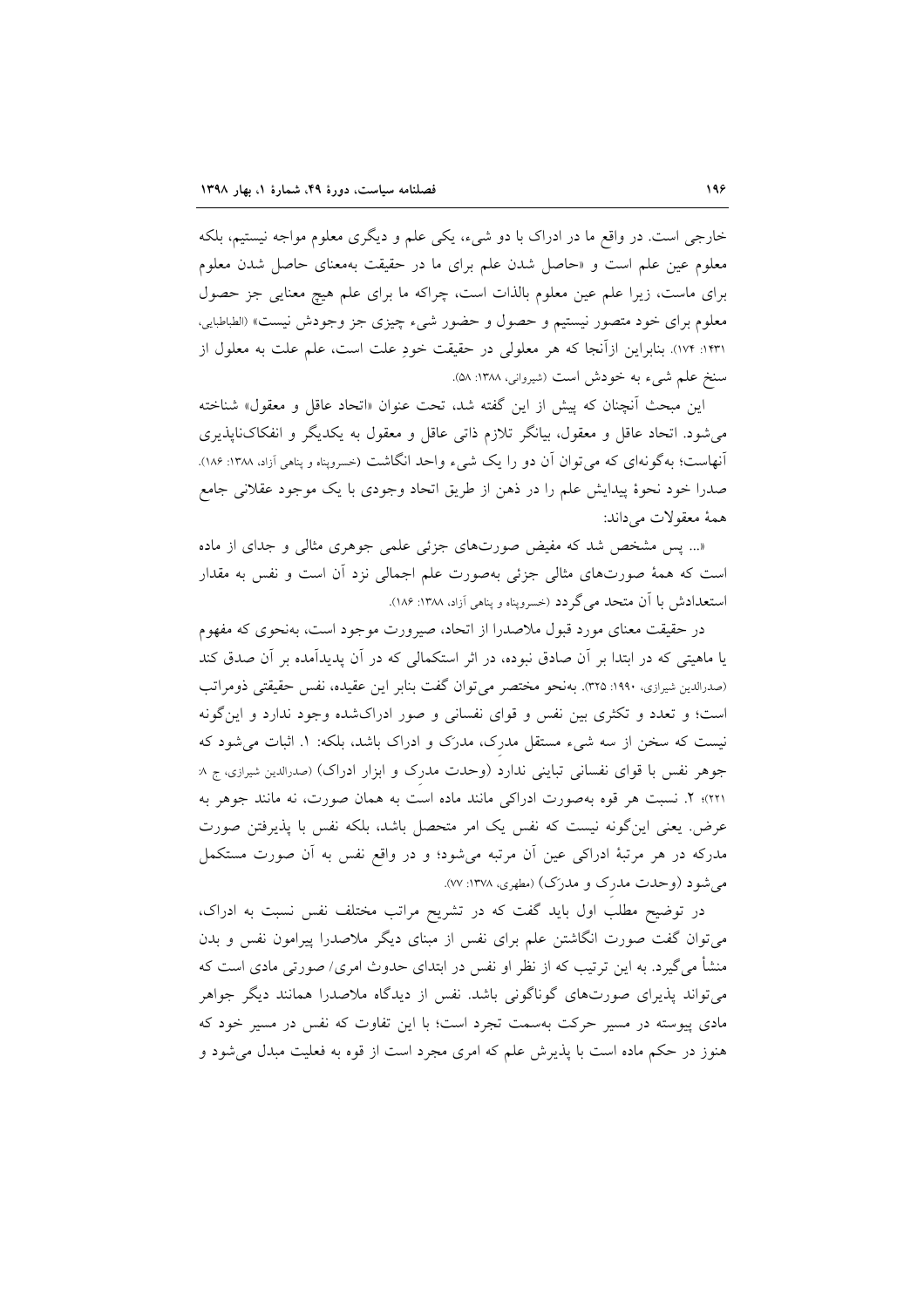خارجی است. در واقع ما در ادراک با دو شیء، یکی علم و دیگری معلوم مواجه نیستیم، بلکه معلوم عین علم است و «حاصل شدن علم برای ما در حقیقت به‌معنای حاصل شدن معلوم برای ماست، زیرا علم عین معلوم بالذات است، چراکه ما برای علم هیچ معنایی جز حصول معلوم برای خود متصور نیستیم و حصول و حضور شیء چیزی جز وجودش نیست» (الطباطبایی، ۱۴۳۱: ۱۷۴). بنابراین ازآنجا که هر معلولی در حقیقت خودِ علت است، علم علت به معلول از سنخ علم شیء به خودش است (شیروانی، ۱۳۸۸: ۵۸).

این مبحث آنچنان که پیش از این گفته شد، تحت عنوان «اتحاد عاقل و معقول» شناخته می‌شود. اتحاد عاقل و معقول، بیانگر تلازم ذاتی عاقل و معقول به یکدیگر و انفکاک‌ناپذیری آنهاست؛ به‌گونه‌ای که می‌توان آن دو را یک شیء واحد انگاشت (خسروپناه و پناهی آزاد، ۱۳۸۸: ۱۸۶). صدرا خود نحوهٔ پیدایش علم را در ذهن از طریق اتحاد وجودی با یک موجود عقلانی جامع همهٔ معقولات می‌داند:

«... پس مشخص شد که مفیض صورت‌های جزئی علمی جوهری مثالی و جدای از ماده است که همهٔ صورت‌های مثالی جزئی به‌صورت علم اجمالی نزد آن است و نفس به مقدار استعدادش با آن متحد می‌گردد (خسروپناه و پناهی آزاد، ۱۳۸۸: ۱۸۶).

در حقیقت معنای مورد قبول ملاصدرا از اتحاد، صیرورت موجود است، به‌نحوی که مفهوم یا ماهیتی که در ابتدا بر آن صادق نبوده، در اثر استکمالی که در آن پدیدآمده بر آن صدق کند (صدرالدین شیرازی، ۱۹۹۰: ۳۲۵). به‌نحو مختصر می‌توان گفت بنابر این عقیده، نفس حقیقتی ذومراتب است؛ و تعدد و تکثری بین نفس و قوای نفسانی و صور ادراک‌شده وجود ندارد و این‌گونه نیست که سخن از سه شیء مستقل مدرِک، مدرَک و ادراک باشد، بلکه: ۱. اثبات می‌شود که جوهر نفس با قوای نفسانی تباینی ندارد (وحدت مدرِک و ابزار ادراک) (صدرالدین شیرازی، ج ۸: ۲۲۱)؛ ۲. نسبت هر قوه به‌صورت ادراکی مانند ماده است به همان صورت، نه مانند جوهر به عرض. یعنی این‌گونه نیست که نفس یک امر متحصل باشد، بلکه نفس با پذیرفتن صورت مدرکه در هر مرتبهٔ ادراکی عین آن مرتبه می‌شود؛ و در واقع نفس به آن صورت مستکمل می‌شود (وحدت مدرِک و مدرَک) (مطهری، ۱۳۷۸: ۷۷).

در توضیح مطلبِ اول باید گفت که در تشریح مراتب مختلف نفس نسبت به ادراک، می‌توان گفت صورت انگاشتن علم برای نفس از مبنای دیگر ملاصدرا پیرامون نفس و بدن منشأ می‌گیرد. به این ترتیب که از نظر او نفس در ابتدای حدوث امری/ صورتی مادی است که می‌تواند پذیرای صورت‌های گوناگونی باشد. نفس از دیدگاه ملاصدرا همانند دیگر جواهر مادی پیوسته در مسیر حرکت به‌سمت تجرد است؛ با این تفاوت که نفس در مسیر خود که هنوز در حکم ماده است با پذیرش علم که امری مجرد است از قوه به فعلیت مبدل می‌شود و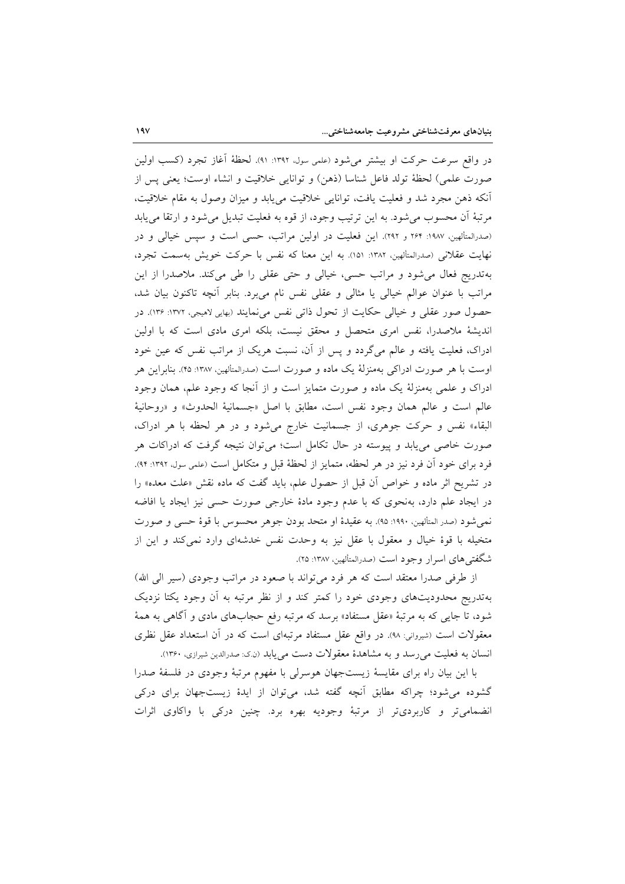در واقع سرعت حرکت او بیشتر می‌شود (علمی سول، ۱۳۹۲: ۹۱). لحظهٔ آغاز تجرد (کسب اولین صورت علمی) لحظهٔ تولد فاعل شناسا (ذهن) و توانایی خلاقیت و انشاء اوست؛ یعنی پس از آنکه ذهن مجرد شد و فعلیت یافت، توانایی خلاقیت می‌یابد و میزان وصول به مقام خلاقیت، مرتبهٔ آن محسوب می‌شود. به این ترتیب وجود، از قوه به فعلیت تبدیل می‌شود و ارتقا می‌یابد (صدرالمتألهین، ۱۹۸۷: ۲۶۴ و ۲۹۲). این فعلیت در اولین مراتب، حسی است و سپس خیالی و در نهایت عقلانی (صدرالمتألهین، ۱۳۸۲: ۱۵۱). به این معنا که نفس با حرکت خویش به‌سمت تجرد، به‌تدریج فعال می‌شود و مراتب حسی، خیالی و حتی عقلی را طی می‌کند. ملاصدرا از این مراتب با عنوان عوالم خیالی یا مثالی و عقلی نفس نام می‌برد. بنابر آنچه تاکنون بیان شد، حصول صور عقلی و خیالی حکایت از تحول ذاتی نفس می‌نمایند (بهایی لاهیجی، ۱۳۷۲: ۱۳۶). در اندیشهٔ ملاصدرا، نفس امری متحصل و محقق نیست، بلکه امری مادی است که با اولین ادراک، فعلیت یافته و عالم می‌گردد و پس از آن، نسبت هریک از مراتب نفس که عین خود اوست با هر صورت ادراکی به‌منزلهٔ یک ماده و صورت است (صدرالمتألهین، ۱۳۸۷: ۴۵). بنابراین هر ادراک و علمی به‌منزلهٔ یک ماده و صورت متمایز است و از آنجا که وجود علم، همان وجود عالم است و عالم همان وجود نفس است، مطابق با اصل «جسمانیة الحدوث» و «روحانیة البقاء» نفس و حرکت جوهری، از جسمانیت خارج می‌شود و در هر لحظه با هر ادراک، صورت خاصی می‌یابد و پیوسته در حال تکامل است؛ می‌توان نتیجه گرفت که ادراکات هر فرد برای خود آن فرد نیز در هر لحظه، متمایز از لحظهٔ قبل و متکامل است (علمی سول، ۱۳۹۲: ۹۴). در تشریح اثر ماده و خواص آن قبل از حصول علم، باید گفت که ماده نقش «علت معده» را در ایجاد علم دارد، به‌نحوی که با عدم وجود مادهٔ خارجی صورت حسی نیز ایجاد یا افاضه نمی‌شود (صدر المتألهین، ۱۹۹۰: ۹۵). به عقیدهٔ او متحد بودن جوهر محسوس با قوهٔ حسی و صورت متخیله با قوهٔ خیال و معقول با عقل نیز به وحدت نفس خدشه‌ای وارد نمی‌کند و این از شگفتی‌های اسرار وجود است (صدرالمتألهین، ۱۳۸۷: ۲۵).

از طرفی صدرا معتقد است که هر فرد می‌تواند با صعود در مراتب وجودی (سیر الی الله) به‌تدریج محدودیت‌های وجودی خود را کمتر کند و از نظر مرتبه به آن وجود یکتا نزدیک شود، تا جایی که به مرتبهٔ «عقل مستفاد» برسد که مرتبه رفع حجاب‌های مادی و آگاهی به همهٔ معقولات است (شیروانی: ۹۸). در واقع عقل مستفاد مرتبه‌ای است که در آن استعداد عقل نظری انسان به فعلیت می‌رسد و به مشاهدهٔ معقولات دست می‌یابد (ن.ک: صدرالدین شیرازی، ۱۳۶۰).

با این بیان راه برای مقایسهٔ زیست‌جهان هوسرلی با مفهوم مرتبهٔ وجودی در فلسفهٔ صدرا گشوده می‌شود؛ چراکه مطابق آنچه گفته شد، می‌توان از ایدهٔ زیست‌جهان برای درکی انضمامی‌تر و کاربردی‌تر از مرتبهٔ وجودیه بهره برد. چنین درکی با واکاوی اثرات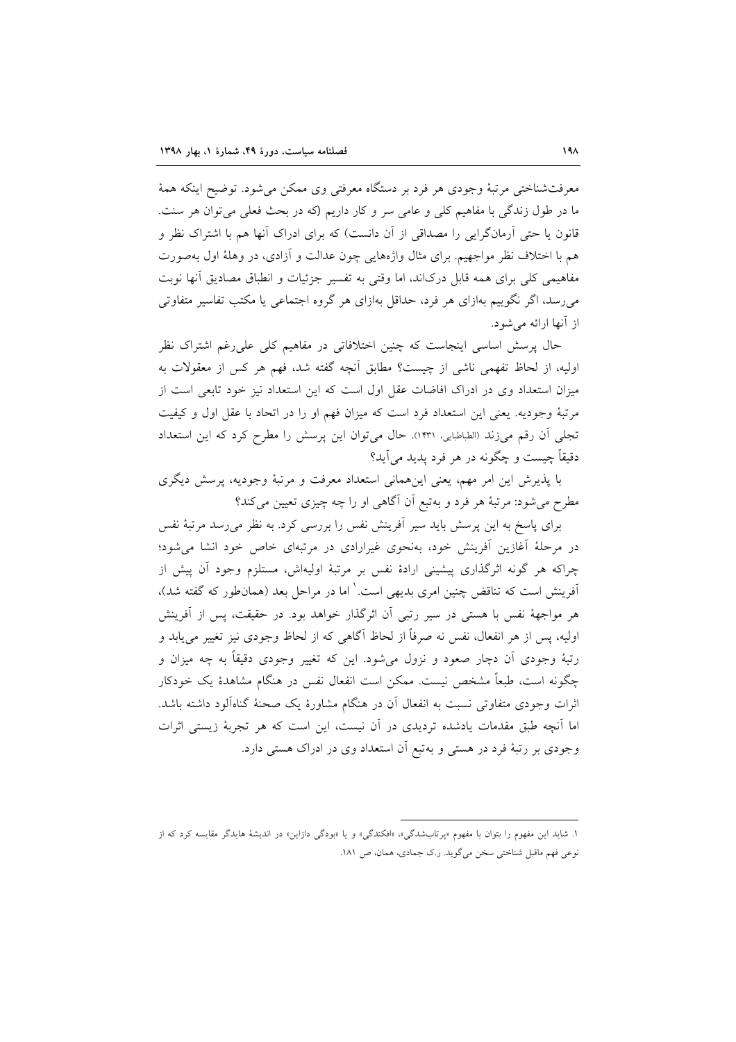معرفت‌شناختی مرتبهٔ وجودی هر فرد بر دستگاه معرفتی وی ممکن می‌شود. توضیح اینکه همهٔ ما در طول زندگی با مفاهیم کلی و عامی سر و کار داریم (که در بحث فعلی می‌توان هر سنت. قانون یا حتی آرمان‌گرایی را مصداقی از آن دانست) که برای ادراک آنها هم با اشتراک نظر و هم با اختلاف نظر مواجهیم. برای مثال واژه‌هایی چون عدالت و آزادی، در وهلهٔ اول به‌صورت مفاهیمی کلی برای همه قابل درک‌اند، اما وقتی به تفسیر جزئیات و انطباق مصادیق آنها نوبت می‌رسد، اگر نگوییم به‌ازای هر فرد، حداقل به‌ازای هر گروه اجتماعی یا مکتب تفاسیر متفاوتی از آنها ارائه می‌شود.

حال پرسش اساسی اینجاست که چنین اختلافاتی در مفاهیم کلی علی‌رغم اشتراک نظر اولیه، از لحاظ تفهمی ناشی از چیست؟ مطابق آنچه گفته شد، فهم هر کس از معقولات به میزان استعداد وی در ادراک افاضات عقل اول است که این استعداد نیز خود تابعی است از مرتبهٔ وجودیه. یعنی این استعداد فرد است که میزان فهم او را در اتحاد با عقل اول و کیفیت تجلی آن رقم می‌زند (الطباطبایی، ۱۴۳۱). حال می‌توان این پرسش را مطرح کرد که این استعداد دقیقاً چیست و چگونه در هر فرد پدید می‌آید؟

با پذیرش این امر مهم، یعنی این‌همانی استعداد معرفت و مرتبهٔ وجودیه، پرسش دیگری مطرح می‌شود: مرتبهٔ هر فرد و به‌تبع آن آگاهی او را چه چیزی تعیین می‌کند؟

برای پاسخ به این پرسش باید سیر آفرینش نفس را بررسی کرد. به نظر می‌رسد مرتبهٔ نفس در مرحلهٔ آغازین آفرینش خود، به‌نحوی غیرارادی در مرتبه‌ای خاص خود انشا می‌شود؛ چراکه هر گونه اثرگذاری پیشینی ارادهٔ نفس بر مرتبهٔ اولیه‌اش، مستلزم وجود آن پیش از آفرینش است که تناقض چنین امری بدیهی است.[1] اما در مراحل بعد (همان‌طور که گفته شد)، هر مواجههٔ نفس با هستی در سیر رتبی آن اثرگذار خواهد بود. در حقیقت، پس از آفرینش اولیه، پس از هر انفعال، نفس نه صرفاً از لحاظ آگاهی که از لحاظ وجودی نیز تغییر می‌یابد و رتبهٔ وجودی آن دچار صعود و نزول می‌شود. این که تغییر وجودی دقیقاً به چه میزان و چگونه است، طبعاً مشخص نیست. ممکن است انفعال نفس در هنگام مشاهدهٔ یک خودکار اثرات وجودی متفاوتی نسبت به انفعال آن در هنگام مشاورهٔ یک صحنهٔ گناه‌آلود داشته باشد. اما آنچه طبق مقدمات یادشده تردیدی در آن نیست، این است که هر تجربهٔ زیستی اثرات وجودی بر رتبهٔ فرد در هستی و به‌تبع آن استعداد وی در ادراک هستی دارد.

---

۱. شاید این مفهوم را بتوان با مفهوم «پرتاب‌شدگی»، «افکندگی» و یا «بودگی دازاین» در اندیشهٔ هایدگر مقایسه کرد که از نوعی فهم ماقبل شناختی سخن می‌گوید. ر.ک جمادی، همان، ص ۱۸۱.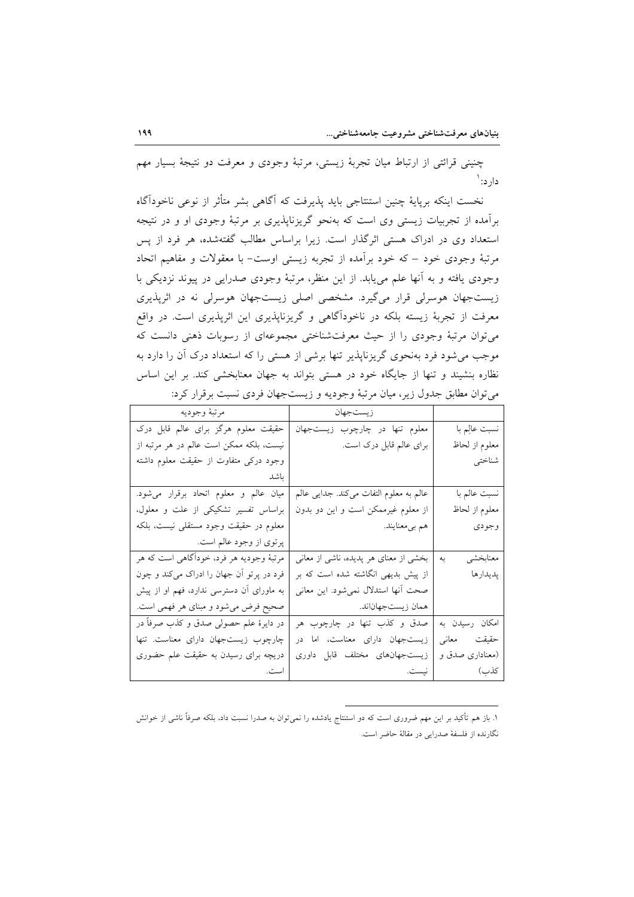چنینی قرائتی از ارتباط میان تجربهٔ زیستی، مرتبهٔ وجودی و معرفت دو نتیجهٔ بسیار مهم دارد:[1]

نخست اینکه برپایهٔ چنین استنتاجی باید پذیرفت که آگاهی بشر متأثر از نوعی ناخودآگاه برآمده از تجربیات زیستی وی است که به‌نحو گریزناپذیری بر مرتبهٔ وجودی او و در نتیجه استعداد وی در ادراک هستی اثرگذار است. زیرا براساس مطالب گفته‌شده، هر فرد از پس مرتبهٔ وجودی خود – که خود برآمده از تجربه زیستی اوست– با معقولات و مفاهیم اتحاد وجودی یافته و به آنها علم می‌یابد. از این منظر، مرتبهٔ وجودی صدرایی در پیوند نزدیکی با زیست‌جهان هوسرلی قرار می‌گیرد. مشخصی اصلی زیست‌جهان هوسرلی نه در اثرپذیری معرفت از تجربهٔ زیسته بلکه در ناخودآگاهی و گریزناپذیری این اثرپذیری است. در واقع می‌توان مرتبهٔ وجودی را از حیث معرفت‌شناختی مجموعه‌ای از رسوبات ذهنی دانست که موجب می‌شود فرد به‌نحوی گریزناپذیر تنها برشی از هستی را که استعداد درک آن را دارد به نظاره بنشیند و تنها از جایگاه خود در هستی بتواند به جهان معنابخشی کند. بر این اساس می‌توان مطابق جدول زیر، میان مرتبهٔ وجودیه و زیست‌جهان فردی نسبت برقرار کرد:

| | زیست‌جهان | مرتبهٔ وجودیه |
|---|---|---|
| نسبت عالم با معلوم از لحاظ شناختی | معلوم تنها در چارچوب زیست‌جهان برای عالم قابل درک است. | حقیقت معلوم هرگز برای عالم قابل درک نیست، بلکه ممکن است عالم در هر مرتبه از وجود درکی متفاوت از حقیقت معلوم داشته باشد |
| نسبت عالم با معلوم از لحاظ وجودی | عالم به معلوم التفات می‌کند. جدایی عالم از معلوم غیرممکن است و این دو بدون هم بی‌معنایند. | میان عالم و معلوم اتحاد برقرار می‌شود. براساس تفسیر تشکیکی از علت و معلول، معلوم در حقیقت وجود مستقلی نیست، بلکه پرتوی از وجود عالم است. |
| معنابخشی به پدیدارها | بخشی از معنای هر پدیده، ناشی از معانی از پیش بدیهی انگاشته شده است که بر صحت آنها استدلال نمی‌شود. این معانی همان زیست‌جهان‌اند. | مرتبهٔ وجودیه هر فرد، خودآگاهی است که هر فرد در پرتو آن جهان را ادراک می‌کند و چون به ماورای آن دسترسی ندارد، فهم او از پیش صحیح فرض می‌شود و مبنای هر فهمی است. |
| امکان رسیدن به حقیقت معانی (معناداری صدق و کذب) | صدق و کذب تنها در چارچوب هر زیست‌جهان دارای معناست، اما در زیست‌جهان‌های مختلف قابل داوری نیست. | در دایرهٔ علم حصولی صدق و کذب صرفاً در چارچوب زیست‌جهان دارای معناست. تنها دریچه برای رسیدن به حقیقت علم حضوری است. |

---

۱. باز هم تأکید بر این مهم ضروری است که دو استنتاج یادشده را نمی‌توان به صدرا نسبت داد، بلکه صرفاً ناشی از خوانش نگارنده از فلسفهٔ صدرایی در مقالهٔ حاضر است.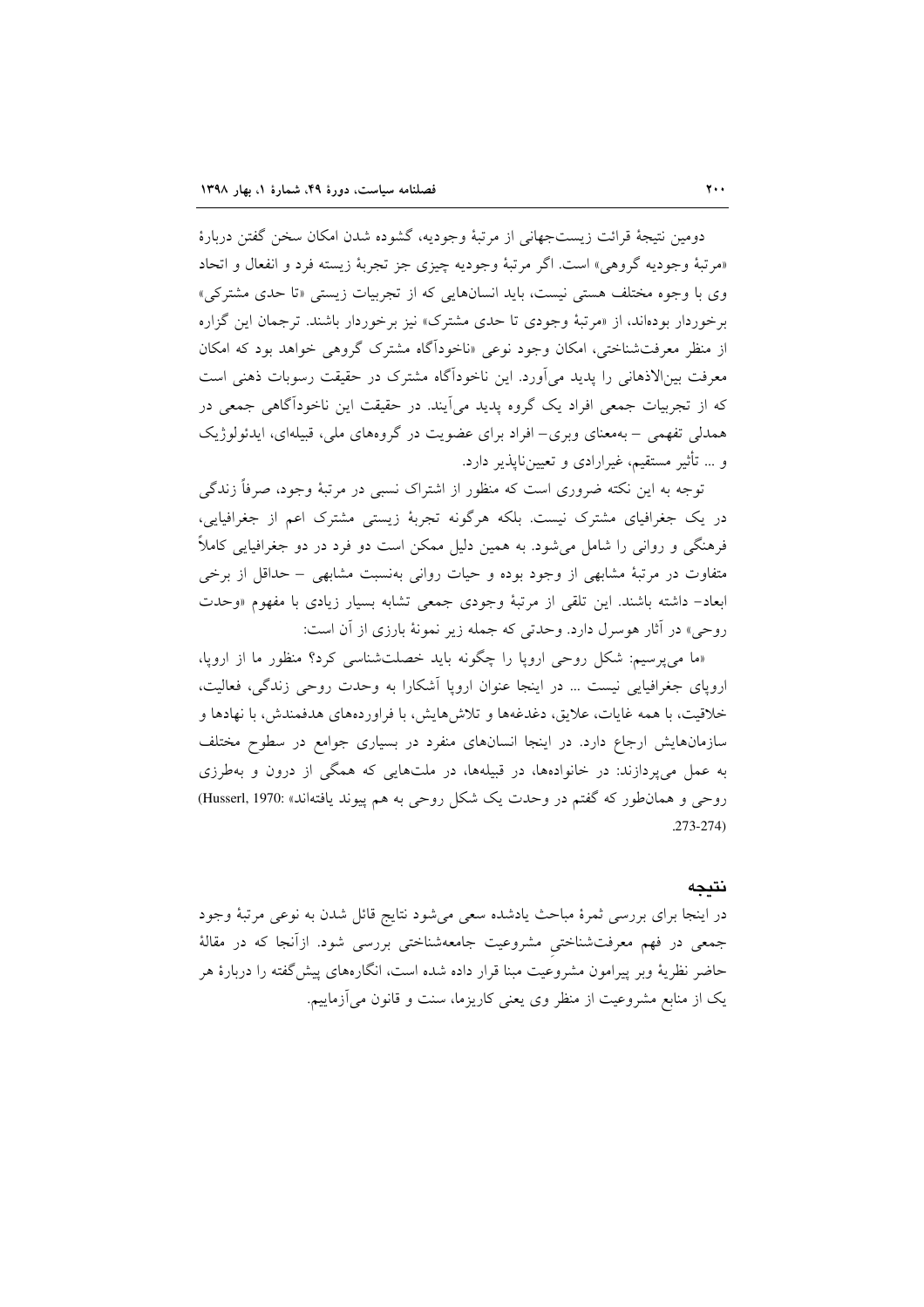دومین نتیجهٔ قرائت زیست‌جهانی از مرتبهٔ وجودیه، گشوده شدن امکان سخن گفتن دربارهٔ «مرتبهٔ وجودیه گروهی» است. اگر مرتبهٔ وجودیه چیزی جز تجربهٔ زیسته فرد و انفعال و اتحاد وی با وجوه مختلف هستی نیست، باید انسان‌هایی که از تجربیات زیستی «تا حدی مشترکی» برخوردار بوده‌اند، از «مرتبهٔ وجودی تا حدی مشترک» نیز برخوردار باشند. ترجمان این گزاره از منظر معرفت‌شناختی، امکان وجود نوعی «ناخودآگاه مشترک گروهی خواهد بود که امکان معرفت بین‌الاذهانی را پدید می‌آورد. این ناخودآگاه مشترک در حقیقت رسوبات ذهنی است که از تجربیات جمعی افراد یک گروه پدید می‌آیند. در حقیقت این ناخودآگاهی جمعی در همدلی تفهمی – به‌معنای وبری– افراد برای عضویت در گروه‌های ملی، قبیله‌ای، ایدئولوژیک و ... تأثیر مستقیم، غیرارادی و تعیین‌ناپذیر دارد.

توجه به این نکته ضروری است که منظور از اشتراک نسبی در مرتبهٔ وجود، صرفاً زندگی در یک جغرافیای مشترک نیست. بلکه هرگونه تجربهٔ زیستی مشترک اعم از جغرافیایی، فرهنگی و روانی را شامل می‌شود. به همین دلیل ممکن است دو فرد در دو جغرافیایی کاملاً متفاوت در مرتبهٔ مشابهی از وجود بوده و حیات روانی به‌نسبت مشابهی – حداقل از برخی ابعاد– داشته باشند. این تلقی از مرتبهٔ وجودی جمعی تشابه بسیار زیادی با مفهوم «وحدت روحی» در آثار هوسرل دارد. وحدتی که جمله زیر نمونهٔ بارزی از آن است:

«ما می‌پرسیم: شکل روحی اروپا را چگونه باید خصلت‌شناسی کرد؟ منظور ما از اروپا، اروپای جغرافیایی نیست ... در اینجا عنوان اروپا آشکارا به وحدت روحی زندگی، فعالیت، خلاقیت، با همه غایات، علایق، دغدغه‌ها و تلاش‌هایش، با فراورده‌های هدفمندش، با نهادها و سازمان‌هایش ارجاع دارد. در اینجا انسان‌های منفرد در بسیاری جوامع در سطوح مختلف به عمل می‌پردازند: در خانواده‌ها، در قبیله‌ها، در ملت‌هایی که همگی از درون و به‌طرزی روحی و همان‌طور که گفتم در وحدت یک شکل روحی به هم پیوند یافته‌اند» (Husserl, 1970: 273-274).

## نتیجه

در اینجا برای بررسی ثمرهٔ مباحث یادشده سعی می‌شود نتایج قائل شدن به نوعی مرتبهٔ وجود جمعی در فهم معرفت‌شناختیِ مشروعیت جامعه‌شناختی بررسی شود. ازآنجا که در مقالهٔ حاضر نظریهٔ وبر پیرامون مشروعیت مبنا قرار داده شده است، انگاره‌های پیش‌گفته را دربارهٔ هر یک از منابع مشروعیت از منظر وی یعنی کاریزما، سنت و قانون می‌آزماییم.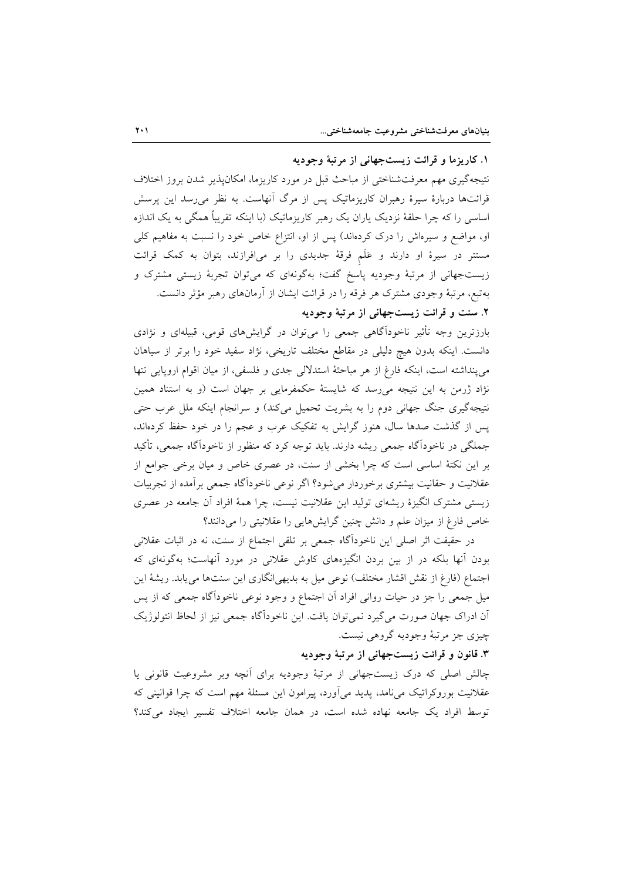### ۱. کاریزما و قرائت زیست‌جهانی از مرتبهٔ وجودیه

نتیجه‌گیری مهم معرفت‌شناختی از مباحث قبل در مورد کاریزما، امکان‌پذیر شدن بروز اختلاف قرائت‌ها دربارهٔ سیرهٔ رهبران کاریزماتیک پس از مرگ آنهاست. به نظر می‌رسد این پرسش اساسی را که چرا حلقهٔ نزدیک یاران یک رهبر کاریزماتیک (با اینکه تقریباً همگی به یک اندازه او، مواضع و سیره‌اش را درک کرده‌اند) پس از او، انتزاع خاص خود را نسبت به مفاهیم کلی مستتر در سیرهٔ او دارند و عَلَمِ فرقهٔ جدیدی را بر می‌افرازند، بتوان به کمک قرائت زیست‌جهانی از مرتبهٔ وجودیه پاسخ گفت؛ به‌گونه‌ای که می‌توان تجربهٔ زیستی مشترک و به‌تبع، مرتبهٔ وجودی مشترک هر فرقه را در قرائت ایشان از آرمان‌های رهبر مؤثر دانست.

### ۲. سنت و قرائت زیست‌جهانی از مرتبهٔ وجودیه

بارزترین وجه تأثیر ناخودآگاهی جمعی را می‌توان در گرایش‌های قومی، قبیله‌ای و نژادی دانست. اینکه بدون هیچ دلیلی در مقاطع مختلف تاریخی، نژاد سفید خود را برتر از سیاهان می‌پنداشته است، اینکه فارغ از هر مباحثهٔ استدلالی جدی و فلسفی، از میان اقوام اروپایی تنها نژاد ژرمن به این نتیجه می‌رسد که شایستهٔ حکمفرمایی بر جهان است (و به استناد همین نتیجه‌گیری جنگ جهانی دوم را به بشریت تحمیل می‌کند) و سرانجام اینکه ملل عرب حتی پس از گذشت صدها سال، هنوز گرایش به تفکیک عرب و عجم را در خود حفظ کرده‌اند، جملگی در ناخودآگاه جمعی ریشه دارند. باید توجه کرد که منظور از ناخودآگاه جمعی، تأکید بر این نکتهٔ اساسی است که چرا بخشی از سنت، در عصری خاص و میان برخی جوامع از عقلانیت و حقانیت بیشتری برخوردار می‌شود؟ اگر نوعی ناخودآگاه جمعی برآمده از تجربیات زیستی مشترک انگیزهٔ ریشه‌ای تولید این عقلانیت نیست، چرا همهٔ افراد آن جامعه در عصری خاص فارغ از میزان علم و دانش چنین گرایش‌هایی را عقلانیتی را می‌دانند؟

در حقیقت اثر اصلی این ناخودآگاه جمعی بر تلقی اجتماع از سنت، نه در اثبات عقلانی بودن آنها بلکه در از بین بردن انگیزه‌های کاوش عقلانی در مورد آنهاست؛ به‌گونه‌ای که اجتماع (فارغ از نقش اقشار مختلف) نوعی میل به بدیهی‌انگاری این سنت‌ها می‌یابد. ریشهٔ این میل جمعی را جز در حیات روانی افراد آن اجتماع و وجود نوعی ناخودآگاه جمعی که از پس آن ادراک جهان صورت می‌گیرد نمی‌توان یافت. این ناخودآگاه جمعی نیز از لحاظ انتولوژیک چیزی جز مرتبهٔ وجودیه گروهی نیست.

### ۳. قانون و قرائت زیست‌جهانی از مرتبهٔ وجودیه

چالش اصلی که درک زیست‌جهانی از مرتبهٔ وجودیه برای آنچه وبر مشروعیت قانونی یا عقلانیت بوروکراتیک می‌نامد، پدید می‌آورد، پیرامون این مسئلهٔ مهم است که چرا قوانینی که توسط افراد یک جامعه نهاده شده است، در همان جامعه اختلاف تفسیر ایجاد می‌کند؟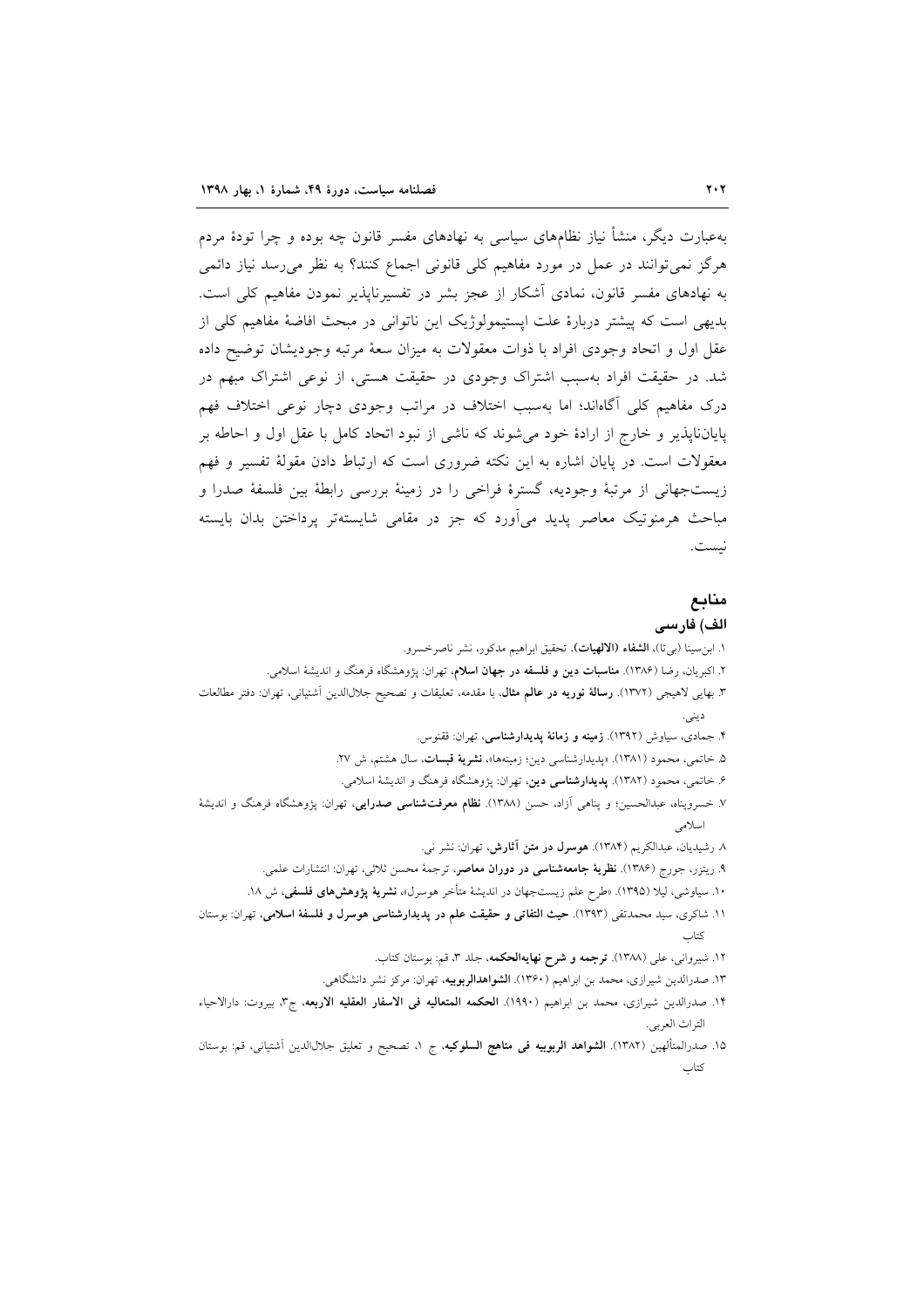به‌عبارت دیگر، منشأ نیاز نظام‌های سیاسی به نهادهای مفسر قانون چه بوده و چرا تودهٔ مردم هرگز نمی‌توانند در عمل در مورد مفاهیم کلی قانونی اجماع کنند؟ به نظر می‌رسد نیاز دائمی به نهادهای مفسر قانون، نمادی آشکار از عجز بشر در تفسیرناپذیر نمودن مفاهیم کلی است. بدیهی است که پیشتر دربارهٔ علت اپیستمولوژیک این ناتوانی در مبحث افاضهٔ مفاهیم کلی از عقل اول و اتحاد وجودی افراد با ذوات معقولات به میزان سعهٔ مرتبه وجودیشان توضیح داده شد. در حقیقت افراد به‌سبب اشتراک وجودی در حقیقت هستی، از نوعی اشتراک مبهم در درک مفاهیم کلی آگاه‌اند؛ اما به‌سبب اختلاف در مراتب وجودی دچار نوعی اختلاف فهم پایان‌ناپذیر و خارج از ارادهٔ خود می‌شوند که ناشی از نبود اتحاد کامل با عقل اول و احاطه بر معقولات است. در پایان اشاره به این نکته ضروری است که ارتباط دادن مقولهٔ تفسیر و فهم زیست‌جهانی از مرتبهٔ وجودیه، گسترهٔ فراخی را در زمینهٔ بررسی رابطهٔ بین فلسفهٔ صدرا و مباحث هرمنوتیک معاصر پدید می‌آورد که جز در مقامی شایسته‌تر پرداختن بدان بایسته نیست.

## منابع

### الف) فارسی

۱. ابن‌سینا (بی‌تا)، **الشفاء (الالهیات)**. تحقیق ابراهیم مدکور، نشر ناصرخسرو.

۲. اکبریان، رضا (۱۳۸۶). **مناسبات دین و فلسفه در جهان اسلام**، تهران: پژوهشگاه فرهنگ و اندیشهٔ اسلامی.

۳. بهایی لاهیجی (۱۳۷۲). **رسالهٔ نوریه در عالم مثال**، با مقدمه، تعلیقات و تصحیح جلال‌الدین آشتیانی، تهران: دفتر مطالعات دینی.

۴. جمادی، سیاوش (۱۳۹۲). **زمینه و زمانهٔ پدیدارشناسی**، تهران: ققنوس.

۵. خاتمی، محمود (۱۳۸۱). «پدیدارشناسی دین؛ زمینه‌ها»، **نشریهٔ قبسات**، سال هشتم، ش ۲۷.

۶. خاتمی، محمود (۱۳۸۲). **پدیدارشناسی دین**، تهران: پژوهشگاه فرهنگ و اندیشهٔ اسلامی.

۷. خسروپناه، عبدالحسین؛ و پناهی آزاد، حسن (۱۳۸۸). **نظام معرفت‌شناسی صدرایی**، تهران: پژوهشگاه فرهنگ و اندیشهٔ اسلامی

۸. رشیدیان، عبدالکریم (۱۳۸۴). **هوسرل در متن آثارش**، تهران: نشر نی.

۹. ریتزر، جورج (۱۳۸۶). **نظریهٔ جامعه‌شناسی در دوران معاصر**، ترجمهٔ محسن ثلاثی، تهران: انتشارات علمی.

۱۰. سیاوشی، لیلا (۱۳۹۵). «طرح علم زیست‌جهان در اندیشهٔ متأخر هوسرل»، **نشریهٔ پژوهش‌های فلسفی**، ش ۱۸.

۱۱. شاکری، سید محمدتقی (۱۳۹۳). **حیث التفاتی و حقیقت علم در پدیدارشناسی هوسرل و فلسفهٔ اسلامی**، تهران: بوستان کتاب

۱۲. شیروانی، علی (۱۳۸۸). **ترجمه و شرح نهایه‌الحکمه**، جلد ۳، قم: بوستان کتاب.

۱۳. صدرالدین شیرازی، محمد بن ابراهیم (۱۳۶۰). **الشواهدالربوبیه**، تهران: مرکز نشر دانشگاهی.

۱۴. صدرالدین شیرازی، محمد بن ابراهیم (۱۹۹۰). **الحکمه المتعالیه فی الاسفار العقلیه الاربعه**، ج۳، بیروت: دارالاحیاء التراث العربی.

۱۵. صدرالمتألهین (۱۳۸۲). **الشواهد الربوبیه فی مناهج السلوکیه**، ج ۱، تصحیح و تعلیق جلال‌الدین آشتیانی، قم: بوستان کتاب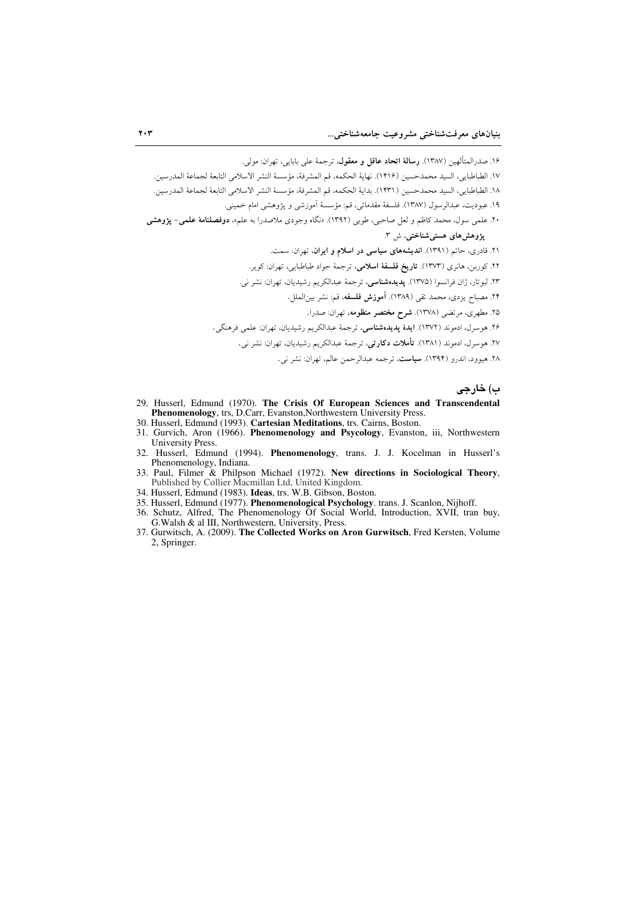۱۶. صدرالمتألهین (۱۳۸۷). **رسالهٔ اتحاد عاقل و معقول**، ترجمهٔ علی بابایی، تهران: مولی.

۱۷. الطباطبایی، السید محمدحسین (۱۴۱۶). نهایة الحکمه، قم المشرفة، مؤسسة النشر الاسلامی التابعة لجماعة المدرسین.

۱۸. الطباطبایی، السید محمدحسین (۱۴۳۱). بدایة الحکمه، قم المشرفة، مؤسسة النشر الاسلامی التابعة لجماعة المدرسین.

۱۹. عبودیت، عبدالرسول (۱۳۸۷). فلسفهٔ مقدماتی، قم: مؤسسهٔ آموزشی و پژوهشی امام خمینی.

۲۰. علمی سول، محمد کاظم و لعل صاحبی، طوبی (۱۳۹۲). «نگاه وجودی ملاصدرا به علم»، **دوفصلنامهٔ علمی- پژوهشی پژوهش‌های هستی‌شناختی**، ش ۳.

۲۱. قادری، حاتم (۱۳۹۱). **اندیشه‌های سیاسی در اسلام و ایران**، تهران: سمت.

۲۲. کوربن، هانری (۱۳۷۳). **تاریخ فلسفهٔ اسلامی**، ترجمهٔ جواد طباطبایی، تهران: کویر.

۲۳. لیوتار، ژان فرانسوا (۱۳۷۵). **پدیده‌شناسی**، ترجمهٔ عبدالکریم رشیدیان، تهران: نشر نی.

۲۴. مصباح یزدی، محمد تقی (۱۳۸۹). **آموزش فلسفه**، قم: نشر بین‌الملل.

۲۵. مطهری، مرتضی (۱۳۷۸). **شرح مختصر منظومه**، تهران: صدرا.

۲۶. هوسرل، ادموند (۱۳۷۲). **ایدهٔ پدیده‌شناسی**، ترجمهٔ عبدالکریم رشیدیان، تهران: علمی فرهنگی.

۲۷. هوسرل، ادموند (۱۳۸۱). **تأملات دکارتی**، ترجمهٔ عبدالکریم رشیدیان، تهران: نشر نی.

۲۸. هیوود، اندرو (۱۳۹۴). **سیاست**، ترجمه عبدالرحمن عالم، تهران: نشر نی.

## ب) خارجی

29. Husserl, Edmund (1970). **The Crisis Of European Sciences and Transcendental Phenomenology**, trs, D.Carr, Evanston,Northwestern University Press.
30. Husserl, Edmund (1993). **Cartesian Meditations**, trs. Cairns, Boston.
31. Gurvich, Aron (1966). **Phenomenology and Psycology**, Evanston, iii, Northwestern University Press.
32. Husserl, Edmund (1994). **Phenomenology**, trans. J. J. Kocelman in Husserl's Phenomenology, Indiana.
33. Paul, Filmer & Philpson Michael (1972). **New directions in Sociological Theory**, Published by Collier Macmillan Ltd, United Kingdom.
34. Husserl, Edmund (1983). **Ideas**, trs. W.B. Gibson, Boston.
35. Husserl, Edmund (1977). **Phenomenological Psychology**. trans. J. Scanlon, Nijhoff.
36. Schutz, Alfred, The Phenomenology Of Social World, Introduction, XVII, tran buy, G.Walsh & al III, Northwestern, University, Press.
37. Gurwitsch, A. (2009). **The Collected Works on Aron Gurwitsch**, Fred Kersten, Volume 2, Springer.